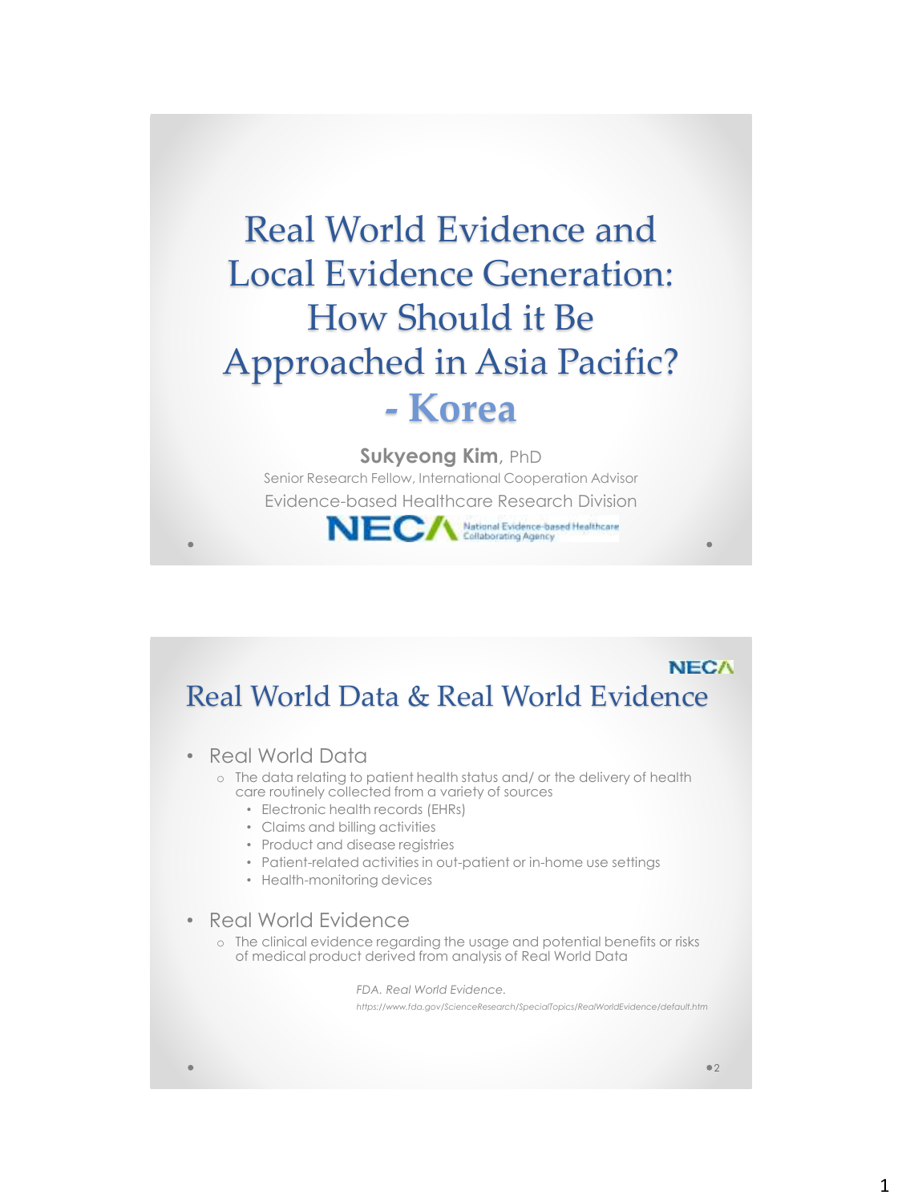# Real World Evidence and Local Evidence Generation: How Should it Be Approached in Asia Pacific? - Korea

**Sukyeong Kim**, PhD

Senior Research Fellow, International Cooperation Advisor

Evidence-based Healthcare Research Division

NECA National Evidence-based Healthcare Collaborating Agency

## Real World Data & Real World Evidence

- Real World Data
  - The data relating to patient health status and/ or the delivery of health care routinely collected from a variety of sources
    - Electronic health records (EHRs)
    - Claims and billing activities
    - Product and disease registries
    - Patient-related activities in out-patient or in-home use settings
    - Health-monitoring devices
- Real World Evidence
  - The clinical evidence regarding the usage and potential benefits or risks of medical product derived from analysis of Real World Data

*FDA. Real World Evidence.*
*https://www.fda.gov/ScienceResearch/SpecialTopics/RealWorldEvidence/default.htm*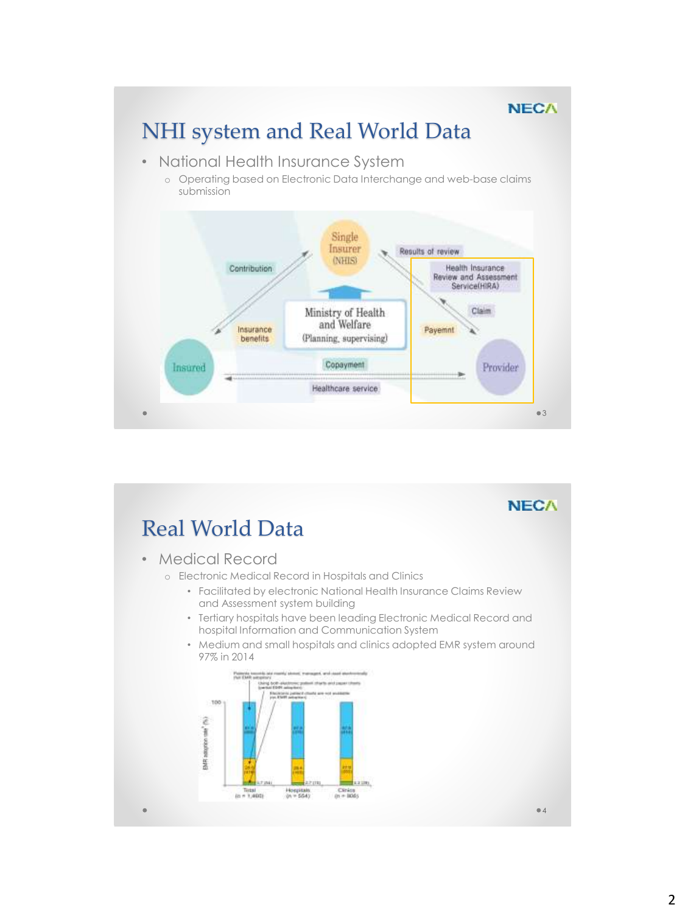# NHI system and Real World Data

- National Health Insurance System
  - Operating based on Electronic Data Interchange and web-base claims submission

Single Insurer (NHIS)

Contribution

Results of review

Health Insurance Review and Assessment Service(HIRA)

Ministry of Health and Welfare (Planning, supervising)

Claim

Insurance benefits

Payemnt

Insured

Copayment

Provider

Healthcare service

# Real World Data

- Medical Record
  - Electronic Medical Record in Hospitals and Clinics
    - Facilitated by electronic National Health Insurance Claims Review and Assessment system building
    - Tertiary hospitals have been leading Electronic Medical Record and hospital Information and Communication System
    - Medium and small hospitals and clinics adopted EMR system around 97% in 2014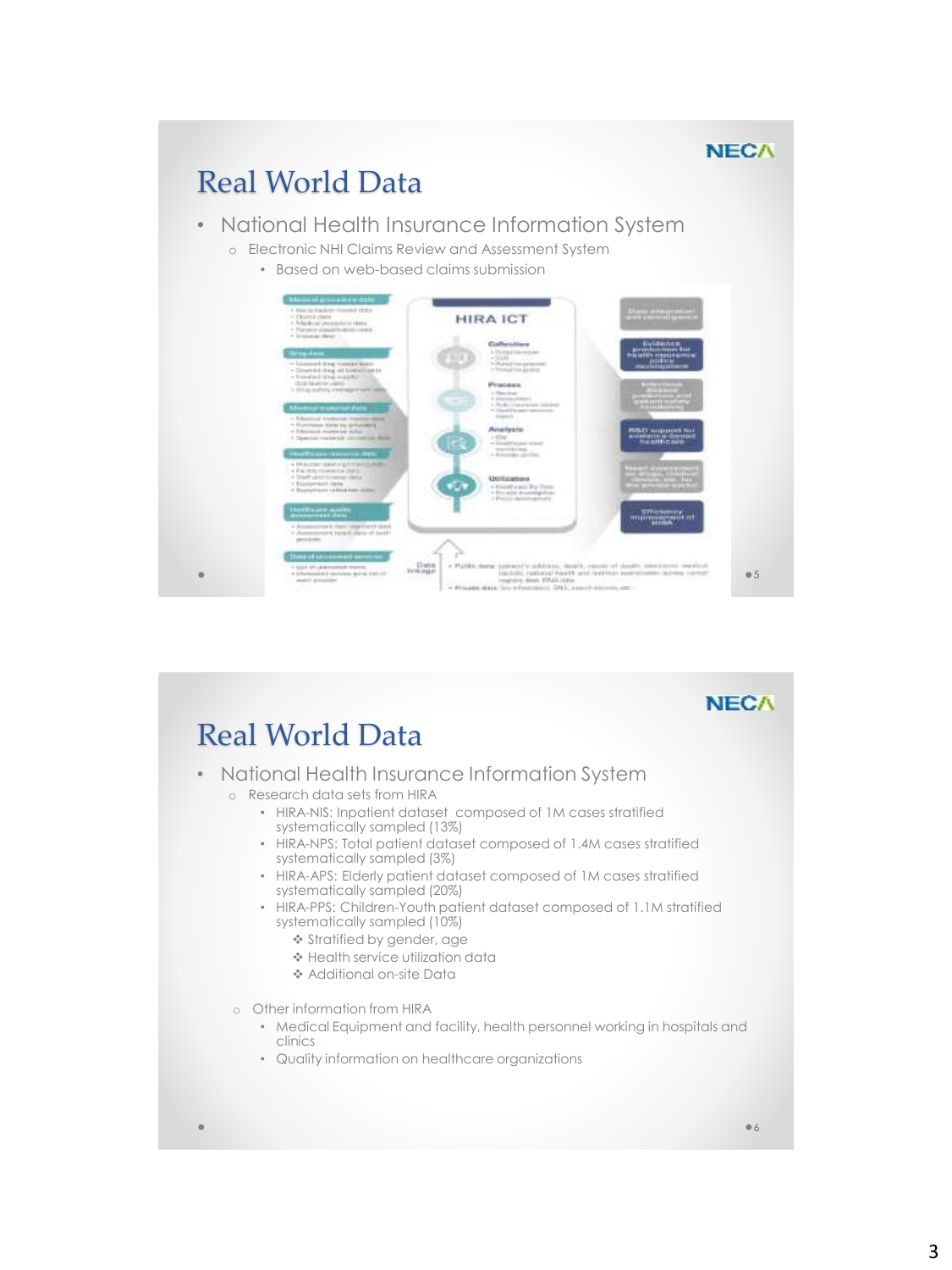# Real World Data

- National Health Insurance Information System
  - Electronic NHI Claims Review and Assessment System
    - Based on web-based claims submission

# Real World Data

- National Health Insurance Information System
  - Research data sets from HIRA
    - HIRA-NIS: Inpatient dataset composed of 1M cases stratified systematically sampled (13%)
    - HIRA-NPS: Total patient dataset composed of 1.4M cases stratified systematically sampled (3%)
    - HIRA-APS: Elderly patient dataset composed of 1M cases stratified systematically sampled (20%)
    - HIRA-PPS: Children-Youth patient dataset composed of 1.1M stratified systematically sampled (10%)
      - ❖ Stratified by gender, age
      - ❖ Health service utilization data
      - ❖ Additional on-site Data
  - Other information from HIRA
    - Medical Equipment and facility, health personnel working in hospitals and clinics
    - Quality information on healthcare organizations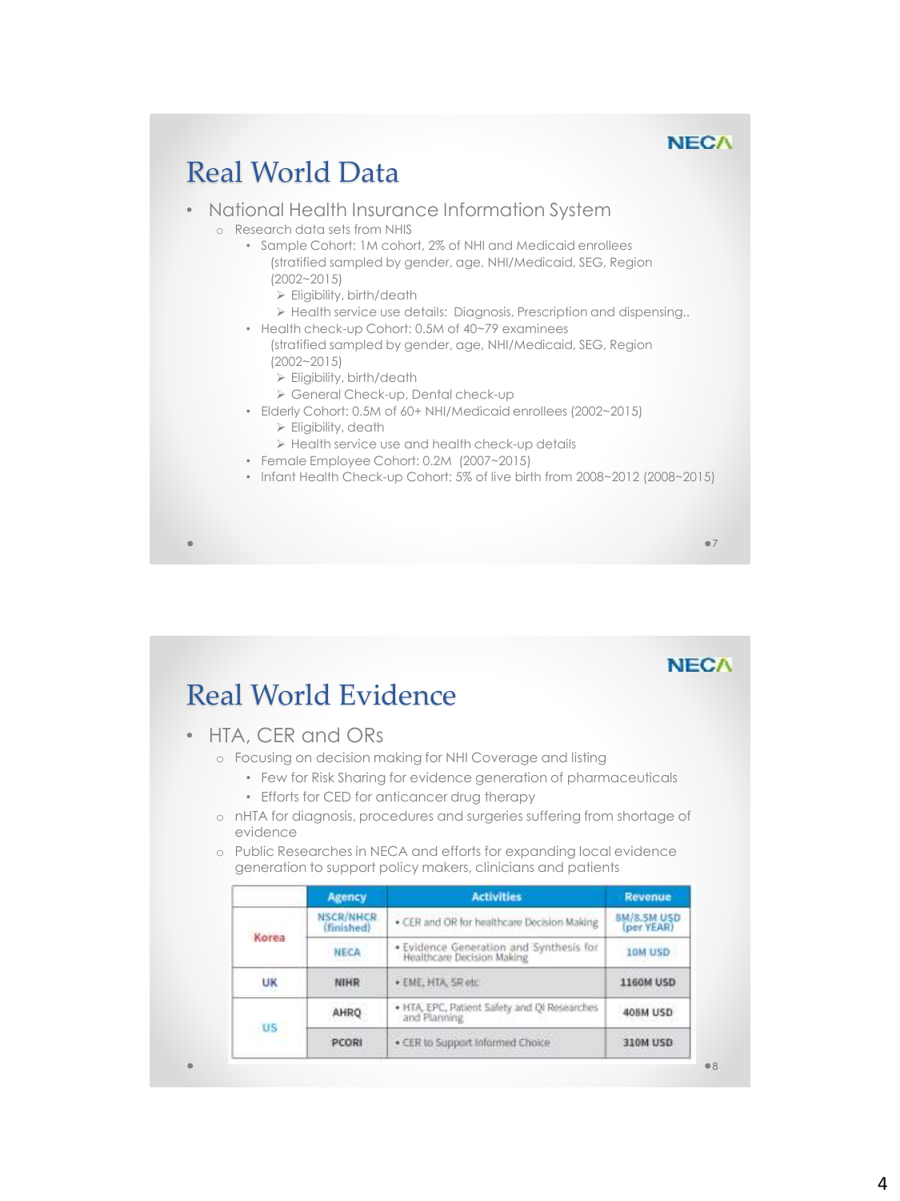## Real World Data

- National Health Insurance Information System
  - Research data sets from NHIS
    - Sample Cohort: 1M cohort, 2% of NHI and Medicaid enrollees (stratified sampled by gender, age, NHI/Medicaid, SEG, Region (2002~2015)
      - Eligibility, birth/death
      - Health service use details: Diagnosis, Prescription and dispensing..
    - Health check-up Cohort: 0.5M of 40~79 examinees (stratified sampled by gender, age, NHI/Medicaid, SEG, Region (2002~2015)
      - Eligibility, birth/death
      - General Check-up, Dental check-up
    - Elderly Cohort: 0.5M of 60+ NHI/Medicaid enrollees (2002~2015)
      - Eligibility, death
      - Health service use and health check-up details
    - Female Employee Cohort: 0.2M (2007~2015)
    - Infant Health Check-up Cohort: 5% of live birth from 2008~2012 (2008~2015)

## Real World Evidence

- HTA, CER and ORs
  - Focusing on decision making for NHI Coverage and listing
    - Few for Risk Sharing for evidence generation of pharmaceuticals
    - Efforts for CED for anticancer drug therapy
  - nHTA for diagnosis, procedures and surgeries suffering from shortage of evidence
  - Public Researches in NECA and efforts for expanding local evidence generation to support policy makers, clinicians and patients

| | Agency | Activities | Revenue |
|---|---|---|---|
| Korea | NSCR/NHCR (finished) | • CER and OR for healthcare Decision Making | 8M/8.5M USD (per YEAR) |
| | NECA | • Evidence Generation and Synthesis for Healthcare Decision Making | 10M USD |
| UK | NIHR | • EME, HTA, SR etc | 1160M USD |
| US | AHRQ | • HTA, EPC, Patient Safety and QI Researches and Planning | 408M USD |
| | PCORI | • CER to Support Informed Choice | 310M USD |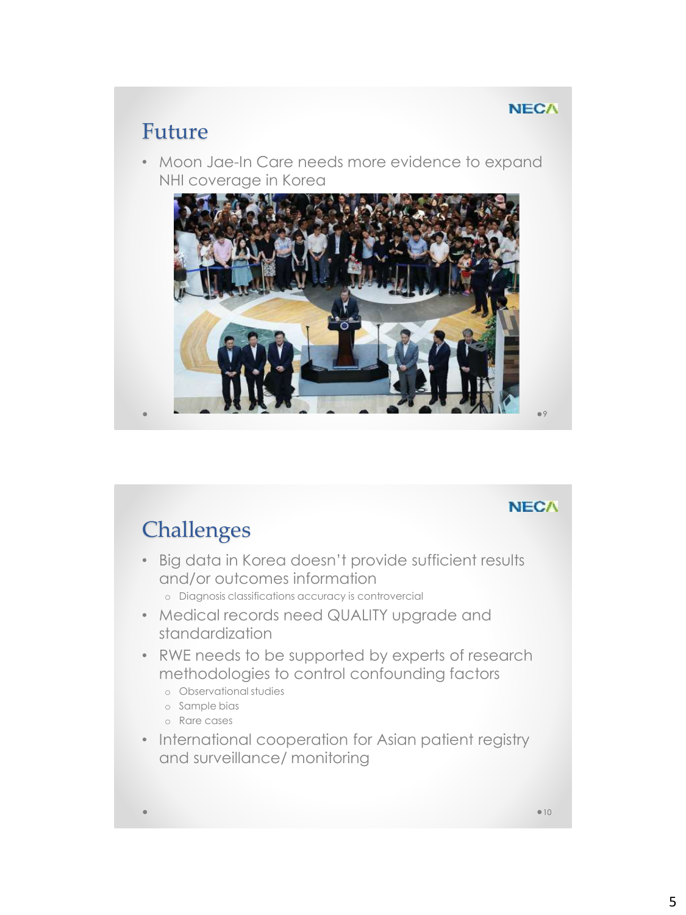## Future

- Moon Jae-In Care needs more evidence to expand NHI coverage in Korea

## Challenges

- Big data in Korea doesn't provide sufficient results and/or outcomes information
  - Diagnosis classifications accuracy is controvercial
- Medical records need QUALITY upgrade and standardization
- RWE needs to be supported by experts of research methodologies to control confounding factors
  - Observational studies
  - Sample bias
  - Rare cases
- International cooperation for Asian patient registry and surveillance/ monitoring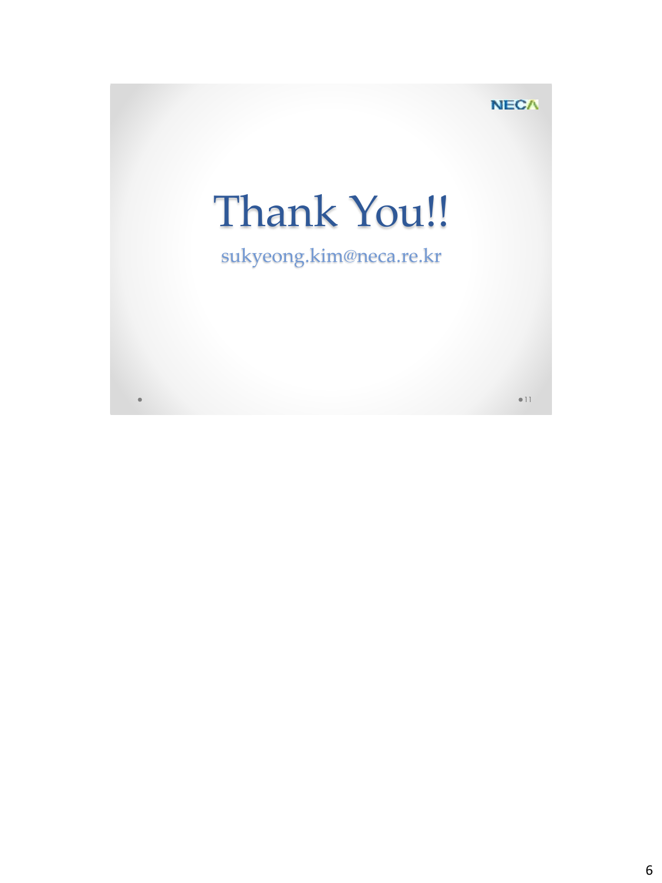NECA

# Thank You!!

sukyeong.kim@neca.re.kr